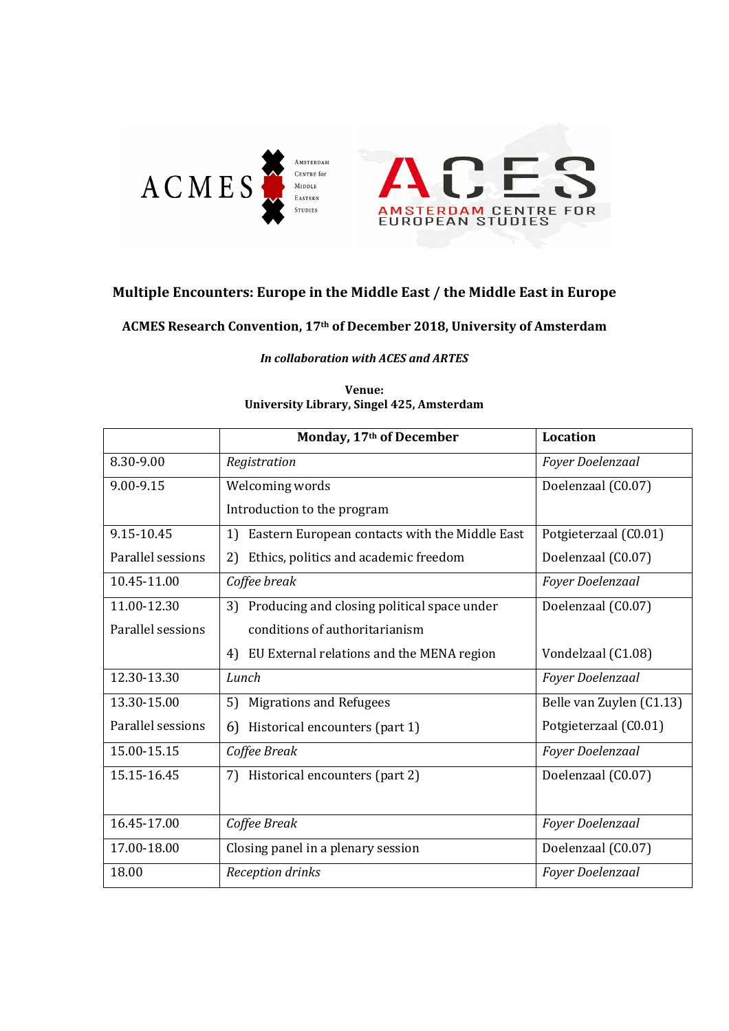ACMES Amsterdam Centre for Middle Eastern Studies

ACES Amsterdam Centre for European Studies

## Multiple Encounters: Europe in the Middle East / the Middle East in Europe

**ACMES Research Convention, 17th of December 2018, University of Amsterdam**

***In collaboration with ACES and ARTES***

**Venue:**
**University Library, Singel 425, Amsterdam**

| | **Monday, 17th of December** | **Location** |
|---|---|---|
| 8.30-9.00 | *Registration* | *Foyer Doelenzaal* |
| 9.00-9.15 | Welcoming words<br>Introduction to the program | Doelenzaal (C0.07) |
| 9.15-10.45<br>Parallel sessions | 1) Eastern European contacts with the Middle East<br>2) Ethics, politics and academic freedom | Potgieterzaal (C0.01)<br>Doelenzaal (C0.07) |
| 10.45-11.00 | *Coffee break* | *Foyer Doelenzaal* |
| 11.00-12.30<br>Parallel sessions | 3) Producing and closing political space under conditions of authoritarianism<br>4) EU External relations and the MENA region | Doelenzaal (C0.07)<br>Vondelzaal (C1.08) |
| 12.30-13.30 | *Lunch* | *Foyer Doelenzaal* |
| 13.30-15.00<br>Parallel sessions | 5) Migrations and Refugees<br>6) Historical encounters (part 1) | Belle van Zuylen (C1.13)<br>Potgieterzaal (C0.01) |
| 15.00-15.15 | *Coffee Break* | *Foyer Doelenzaal* |
| 15.15-16.45 | 7) Historical encounters (part 2) | Doelenzaal (C0.07) |
| 16.45-17.00 | *Coffee Break* | *Foyer Doelenzaal* |
| 17.00-18.00 | Closing panel in a plenary session | Doelenzaal (C0.07) |
| 18.00 | *Reception drinks* | *Foyer Doelenzaal* |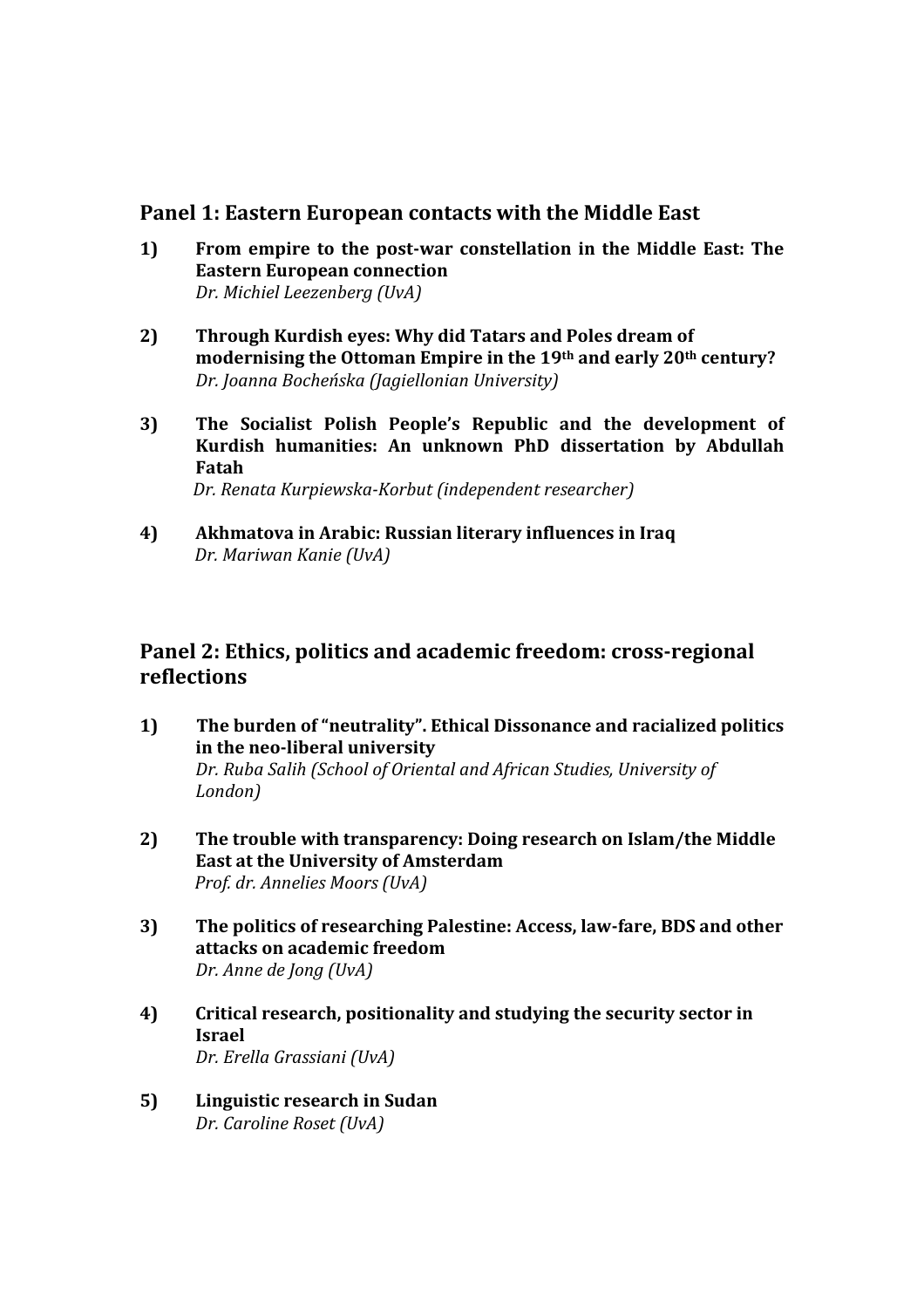## Panel 1: Eastern European contacts with the Middle East

1) **From empire to the post-war constellation in the Middle East: The Eastern European connection**
   *Dr. Michiel Leezenberg (UvA)*

2) **Through Kurdish eyes: Why did Tatars and Poles dream of modernising the Ottoman Empire in the 19th and early 20th century?**
   *Dr. Joanna Bocheńska (Jagiellonian University)*

3) **The Socialist Polish People's Republic and the development of Kurdish humanities: An unknown PhD dissertation by Abdullah Fatah**
   *Dr. Renata Kurpiewska-Korbut (independent researcher)*

4) **Akhmatova in Arabic: Russian literary influences in Iraq**
   *Dr. Mariwan Kanie (UvA)*

## Panel 2: Ethics, politics and academic freedom: cross-regional reflections

1) **The burden of "neutrality". Ethical Dissonance and racialized politics in the neo-liberal university**
   *Dr. Ruba Salih (School of Oriental and African Studies, University of London)*

2) **The trouble with transparency: Doing research on Islam/the Middle East at the University of Amsterdam**
   *Prof. dr. Annelies Moors (UvA)*

3) **The politics of researching Palestine: Access, law-fare, BDS and other attacks on academic freedom**
   *Dr. Anne de Jong (UvA)*

4) **Critical research, positionality and studying the security sector in Israel**
   *Dr. Erella Grassiani (UvA)*

5) **Linguistic research in Sudan**
   *Dr. Caroline Roset (UvA)*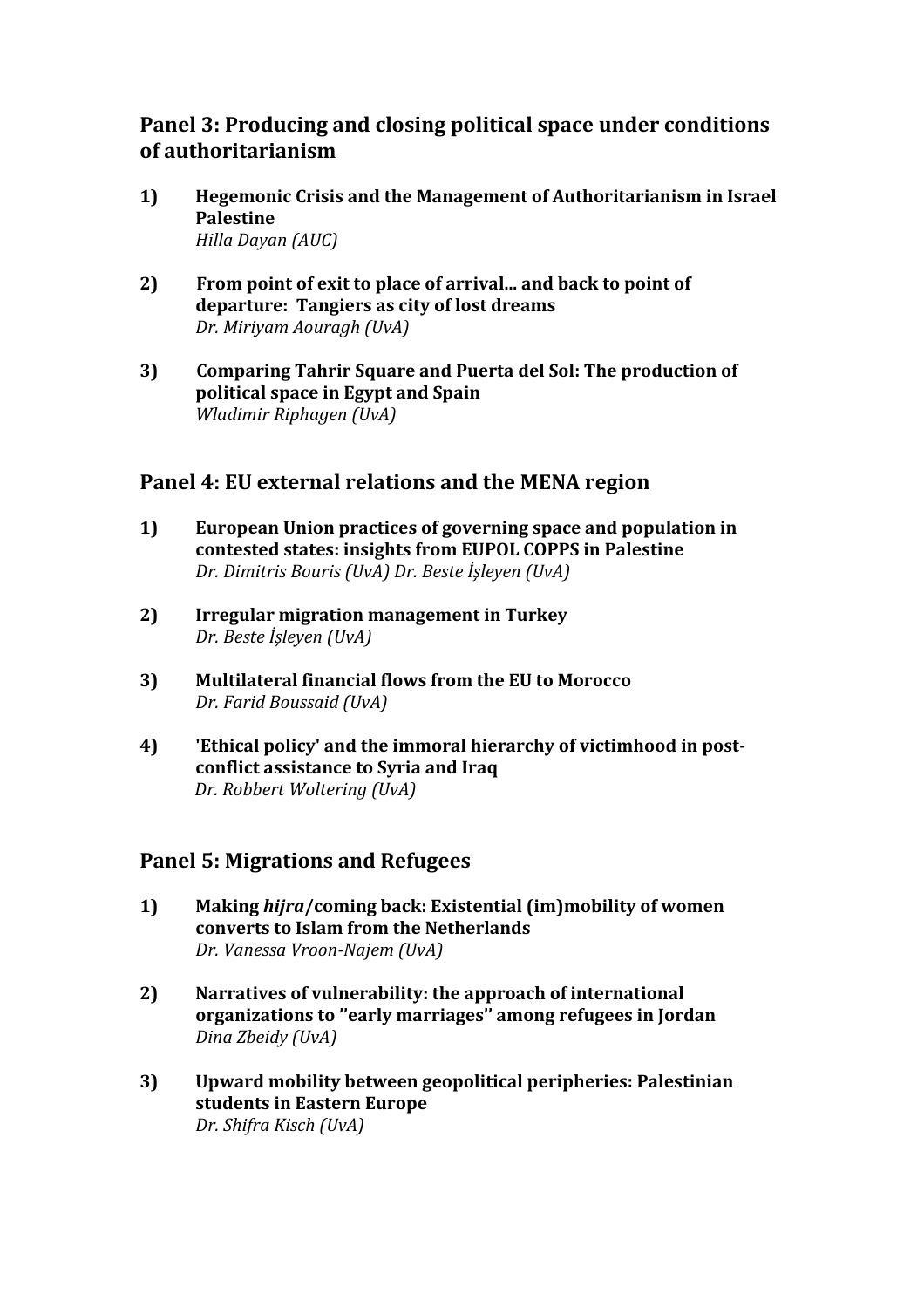## Panel 3: Producing and closing political space under conditions of authoritarianism

1) **Hegemonic Crisis and the Management of Authoritarianism in Israel Palestine**
   *Hilla Dayan (AUC)*

2) **From point of exit to place of arrival... and back to point of departure: Tangiers as city of lost dreams**
   *Dr. Miriyam Aouragh (UvA)*

3) **Comparing Tahrir Square and Puerta del Sol: The production of political space in Egypt and Spain**
   *Wladimir Riphagen (UvA)*

## Panel 4: EU external relations and the MENA region

1) **European Union practices of governing space and population in contested states: insights from EUPOL COPPS in Palestine**
   *Dr. Dimitris Bouris (UvA) Dr. Beste İşleyen (UvA)*

2) **Irregular migration management in Turkey**
   *Dr. Beste İşleyen (UvA)*

3) **Multilateral financial flows from the EU to Morocco**
   *Dr. Farid Boussaid (UvA)*

4) **'Ethical policy' and the immoral hierarchy of victimhood in post-conflict assistance to Syria and Iraq**
   *Dr. Robbert Woltering (UvA)*

## Panel 5: Migrations and Refugees

1) **Making *hijra*/coming back: Existential (im)mobility of women converts to Islam from the Netherlands**
   *Dr. Vanessa Vroon-Najem (UvA)*

2) **Narratives of vulnerability: the approach of international organizations to "early marriages" among refugees in Jordan**
   *Dina Zbeidy (UvA)*

3) **Upward mobility between geopolitical peripheries: Palestinian students in Eastern Europe**
   *Dr. Shifra Kisch (UvA)*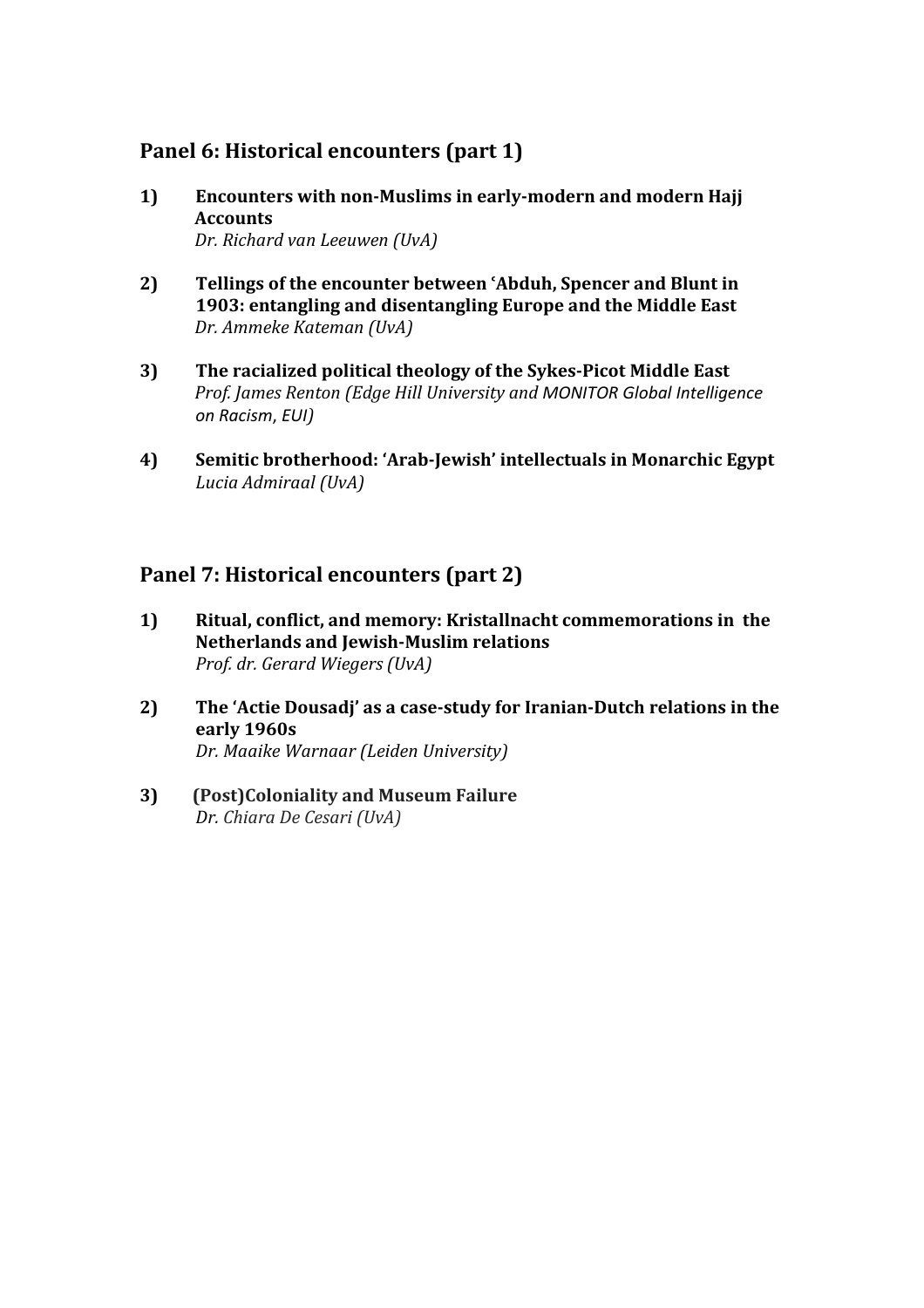## Panel 6: Historical encounters (part 1)

1) **Encounters with non-Muslims in early-modern and modern Hajj Accounts**
   *Dr. Richard van Leeuwen (UvA)*

2) **Tellings of the encounter between ʿAbduh, Spencer and Blunt in 1903: entangling and disentangling Europe and the Middle East**
   *Dr. Ammeke Kateman (UvA)*

3) **The racialized political theology of the Sykes-Picot Middle East**
   *Prof. James Renton (Edge Hill University and MONITOR Global Intelligence on Racism, EUI)*

4) **Semitic brotherhood: 'Arab-Jewish' intellectuals in Monarchic Egypt**
   *Lucia Admiraal (UvA)*

## Panel 7: Historical encounters (part 2)

1) **Ritual, conflict, and memory: Kristallnacht commemorations in the Netherlands and Jewish-Muslim relations**
   *Prof. dr. Gerard Wiegers (UvA)*

2) **The 'Actie Dousadj' as a case-study for Iranian-Dutch relations in the early 1960s**
   *Dr. Maaike Warnaar (Leiden University)*

3) **(Post)Coloniality and Museum Failure**
   *Dr. Chiara De Cesari (UvA)*